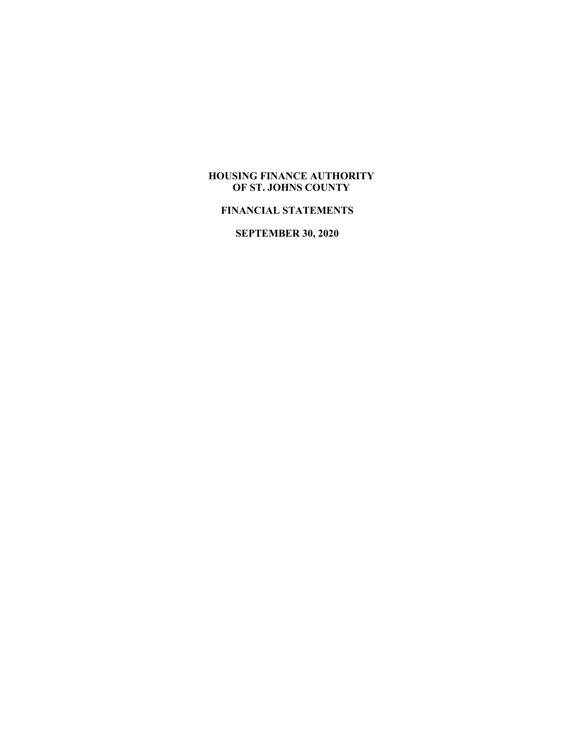# HOUSING FINANCE AUTHORITY OF ST. JOHNS COUNTY

## FINANCIAL STATEMENTS

## SEPTEMBER 30, 2020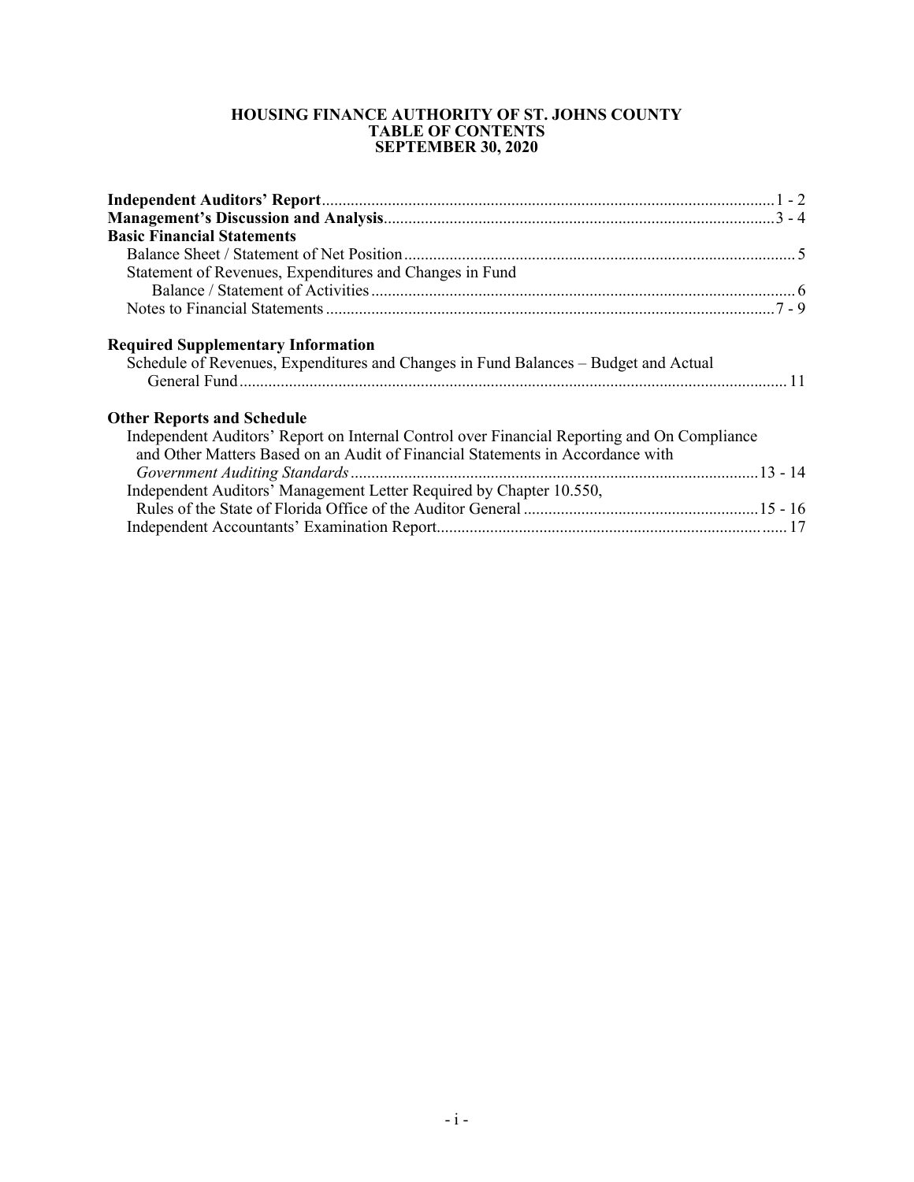# HOUSING FINANCE AUTHORITY OF ST. JOHNS COUNTY
## TABLE OF CONTENTS
## SEPTEMBER 30, 2020

| | |
|---|---|
| **Independent Auditors' Report** | 1 - 2 |
| **Management's Discussion and Analysis** | 3 - 4 |
| **Basic Financial Statements** | |
| Balance Sheet / Statement of Net Position | 5 |
| Statement of Revenues, Expenditures and Changes in Fund Balance / Statement of Activities | 6 |
| Notes to Financial Statements | 7 - 9 |
| **Required Supplementary Information** | |
| Schedule of Revenues, Expenditures and Changes in Fund Balances – Budget and Actual General Fund | 11 |
| **Other Reports and Schedule** | |
| Independent Auditors' Report on Internal Control over Financial Reporting and On Compliance and Other Matters Based on an Audit of Financial Statements in Accordance with *Government Auditing Standards* | 13 - 14 |
| Independent Auditors' Management Letter Required by Chapter 10.550, Rules of the State of Florida Office of the Auditor General | 15 - 16 |
| Independent Accountants' Examination Report | 17 |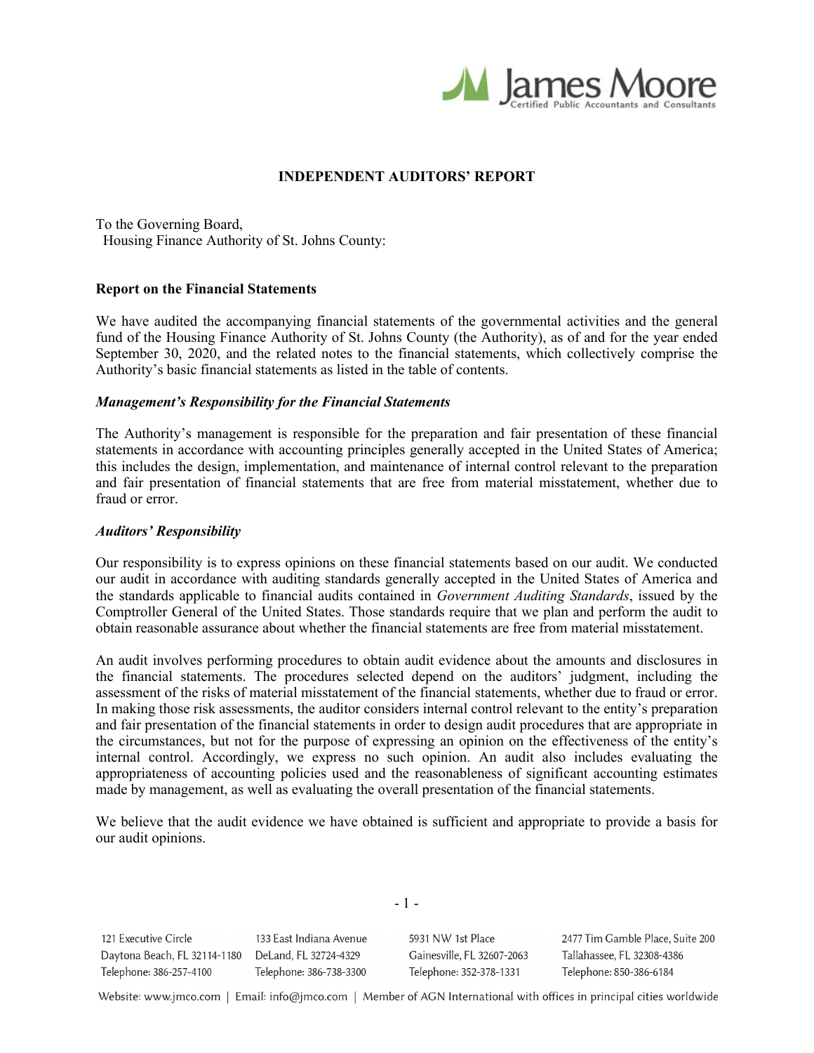# INDEPENDENT AUDITORS' REPORT

To the Governing Board,
Housing Finance Authority of St. Johns County:

**Report on the Financial Statements**

We have audited the accompanying financial statements of the governmental activities and the general fund of the Housing Finance Authority of St. Johns County (the Authority), as of and for the year ended September 30, 2020, and the related notes to the financial statements, which collectively comprise the Authority's basic financial statements as listed in the table of contents.

***Management's Responsibility for the Financial Statements***

The Authority's management is responsible for the preparation and fair presentation of these financial statements in accordance with accounting principles generally accepted in the United States of America; this includes the design, implementation, and maintenance of internal control relevant to the preparation and fair presentation of financial statements that are free from material misstatement, whether due to fraud or error.

***Auditors' Responsibility***

Our responsibility is to express opinions on these financial statements based on our audit. We conducted our audit in accordance with auditing standards generally accepted in the United States of America and the standards applicable to financial audits contained in *Government Auditing Standards*, issued by the Comptroller General of the United States. Those standards require that we plan and perform the audit to obtain reasonable assurance about whether the financial statements are free from material misstatement.

An audit involves performing procedures to obtain audit evidence about the amounts and disclosures in the financial statements. The procedures selected depend on the auditors' judgment, including the assessment of the risks of material misstatement of the financial statements, whether due to fraud or error. In making those risk assessments, the auditor considers internal control relevant to the entity's preparation and fair presentation of the financial statements in order to design audit procedures that are appropriate in the circumstances, but not for the purpose of expressing an opinion on the effectiveness of the entity's internal control. Accordingly, we express no such opinion. An audit also includes evaluating the appropriateness of accounting policies used and the reasonableness of significant accounting estimates made by management, as well as evaluating the overall presentation of the financial statements.

We believe that the audit evidence we have obtained is sufficient and appropriate to provide a basis for our audit opinions.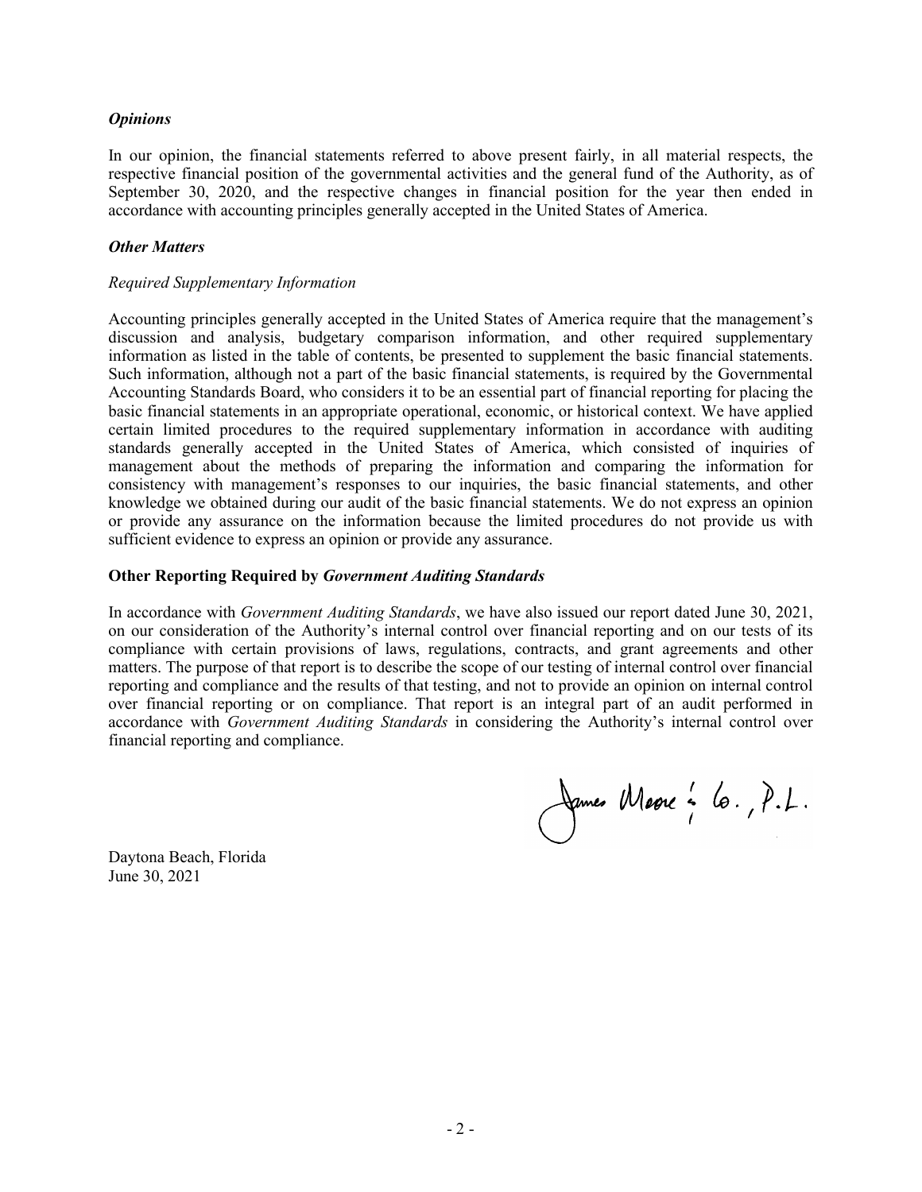### *Opinions*

In our opinion, the financial statements referred to above present fairly, in all material respects, the respective financial position of the governmental activities and the general fund of the Authority, as of September 30, 2020, and the respective changes in financial position for the year then ended in accordance with accounting principles generally accepted in the United States of America.

### *Other Matters*

*Required Supplementary Information*

Accounting principles generally accepted in the United States of America require that the management's discussion and analysis, budgetary comparison information, and other required supplementary information as listed in the table of contents, be presented to supplement the basic financial statements. Such information, although not a part of the basic financial statements, is required by the Governmental Accounting Standards Board, who considers it to be an essential part of financial reporting for placing the basic financial statements in an appropriate operational, economic, or historical context. We have applied certain limited procedures to the required supplementary information in accordance with auditing standards generally accepted in the United States of America, which consisted of inquiries of management about the methods of preparing the information and comparing the information for consistency with management's responses to our inquiries, the basic financial statements, and other knowledge we obtained during our audit of the basic financial statements. We do not express an opinion or provide any assurance on the information because the limited procedures do not provide us with sufficient evidence to express an opinion or provide any assurance.

### Other Reporting Required by *Government Auditing Standards*

In accordance with *Government Auditing Standards*, we have also issued our report dated June 30, 2021, on our consideration of the Authority's internal control over financial reporting and on our tests of its compliance with certain provisions of laws, regulations, contracts, and grant agreements and other matters. The purpose of that report is to describe the scope of our testing of internal control over financial reporting and compliance and the results of that testing, and not to provide an opinion on internal control over financial reporting or on compliance. That report is an integral part of an audit performed in accordance with *Government Auditing Standards* in considering the Authority's internal control over financial reporting and compliance.

James Moore & Co., P.L.

Daytona Beach, Florida
June 30, 2021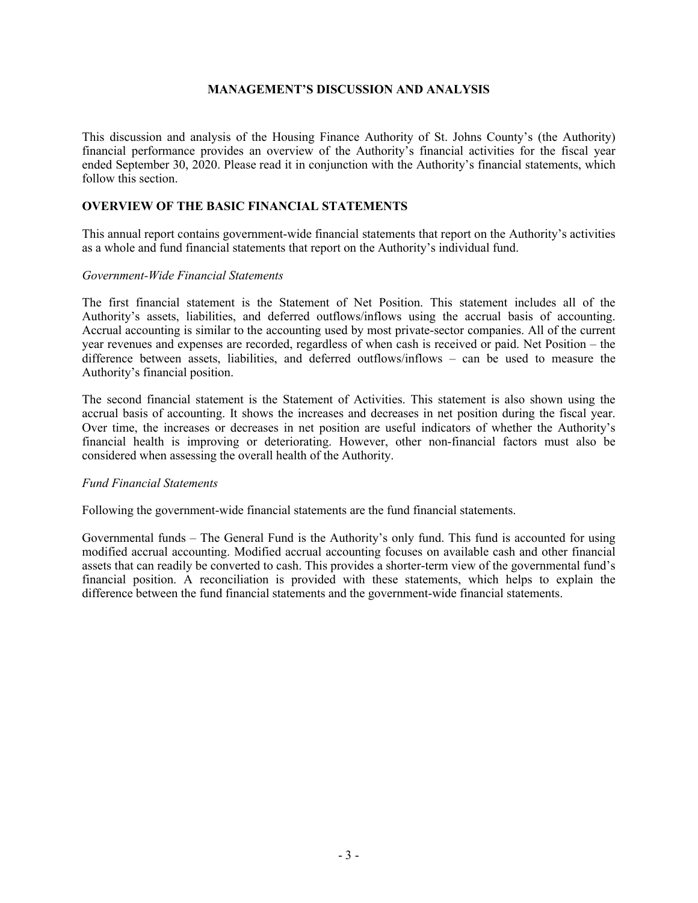# MANAGEMENT'S DISCUSSION AND ANALYSIS

This discussion and analysis of the Housing Finance Authority of St. Johns County's (the Authority) financial performance provides an overview of the Authority's financial activities for the fiscal year ended September 30, 2020. Please read it in conjunction with the Authority's financial statements, which follow this section.

## OVERVIEW OF THE BASIC FINANCIAL STATEMENTS

This annual report contains government-wide financial statements that report on the Authority's activities as a whole and fund financial statements that report on the Authority's individual fund.

*Government-Wide Financial Statements*

The first financial statement is the Statement of Net Position. This statement includes all of the Authority's assets, liabilities, and deferred outflows/inflows using the accrual basis of accounting. Accrual accounting is similar to the accounting used by most private-sector companies. All of the current year revenues and expenses are recorded, regardless of when cash is received or paid. Net Position – the difference between assets, liabilities, and deferred outflows/inflows – can be used to measure the Authority's financial position.

The second financial statement is the Statement of Activities. This statement is also shown using the accrual basis of accounting. It shows the increases and decreases in net position during the fiscal year. Over time, the increases or decreases in net position are useful indicators of whether the Authority's financial health is improving or deteriorating. However, other non-financial factors must also be considered when assessing the overall health of the Authority.

*Fund Financial Statements*

Following the government-wide financial statements are the fund financial statements.

Governmental funds – The General Fund is the Authority's only fund. This fund is accounted for using modified accrual accounting. Modified accrual accounting focuses on available cash and other financial assets that can readily be converted to cash. This provides a shorter-term view of the governmental fund's financial position. A reconciliation is provided with these statements, which helps to explain the difference between the fund financial statements and the government-wide financial statements.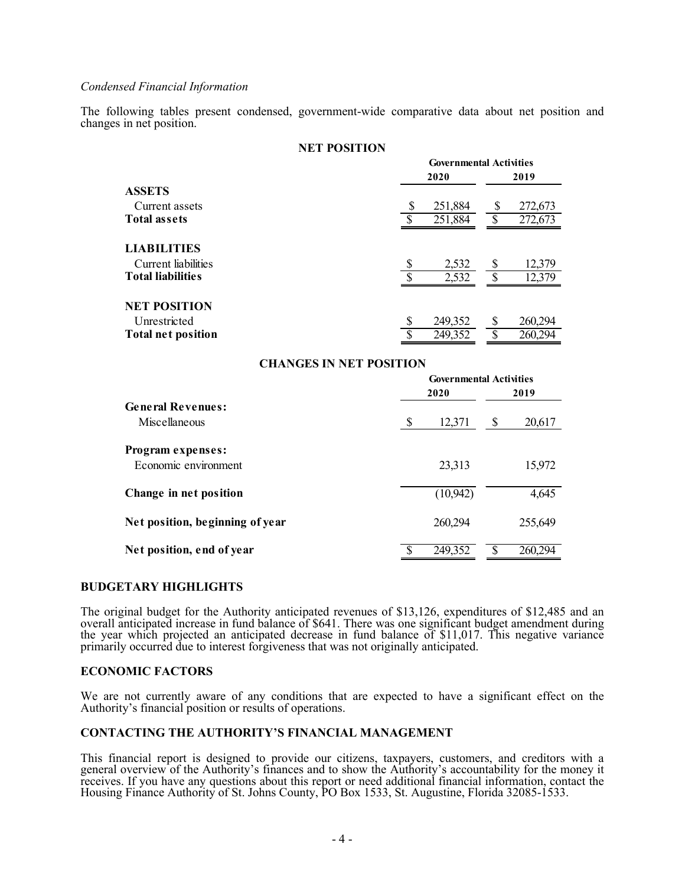*Condensed Financial Information*

The following tables present condensed, government-wide comparative data about net position and changes in net position.

**NET POSITION**

| | Governmental Activities | |
|---|---|---|
| | **2020** | **2019** |
| **ASSETS** | | |
| Current assets | $ 251,884 | $ 272,673 |
| **Total assets** | $ 251,884 | $ 272,673 |
| **LIABILITIES** | | |
| Current liabilities | $ 2,532 | $ 12,379 |
| **Total liabilities** | $ 2,532 | $ 12,379 |
| **NET POSITION** | | |
| Unrestricted | $ 249,352 | $ 260,294 |
| **Total net position** | $ 249,352 | $ 260,294 |

**CHANGES IN NET POSITION**

| | Governmental Activities | |
|---|---|---|
| | **2020** | **2019** |
| **General Revenues:** | | |
| Miscellaneous | $ 12,371 | $ 20,617 |
| **Program expenses:** | | |
| Economic environment | 23,313 | 15,972 |
| **Change in net position** | (10,942) | 4,645 |
| **Net position, beginning of year** | 260,294 | 255,649 |
| **Net position, end of year** | $ 249,352 | $ 260,294 |

## BUDGETARY HIGHLIGHTS

The original budget for the Authority anticipated revenues of $13,126, expenditures of $12,485 and an overall anticipated increase in fund balance of $641. There was one significant budget amendment during the year which projected an anticipated decrease in fund balance of $11,017. This negative variance primarily occurred due to interest forgiveness that was not originally anticipated.

## ECONOMIC FACTORS

We are not currently aware of any conditions that are expected to have a significant effect on the Authority's financial position or results of operations.

## CONTACTING THE AUTHORITY'S FINANCIAL MANAGEMENT

This financial report is designed to provide our citizens, taxpayers, customers, and creditors with a general overview of the Authority's finances and to show the Authority's accountability for the money it receives. If you have any questions about this report or need additional financial information, contact the Housing Finance Authority of St. Johns County, PO Box 1533, St. Augustine, Florida 32085-1533.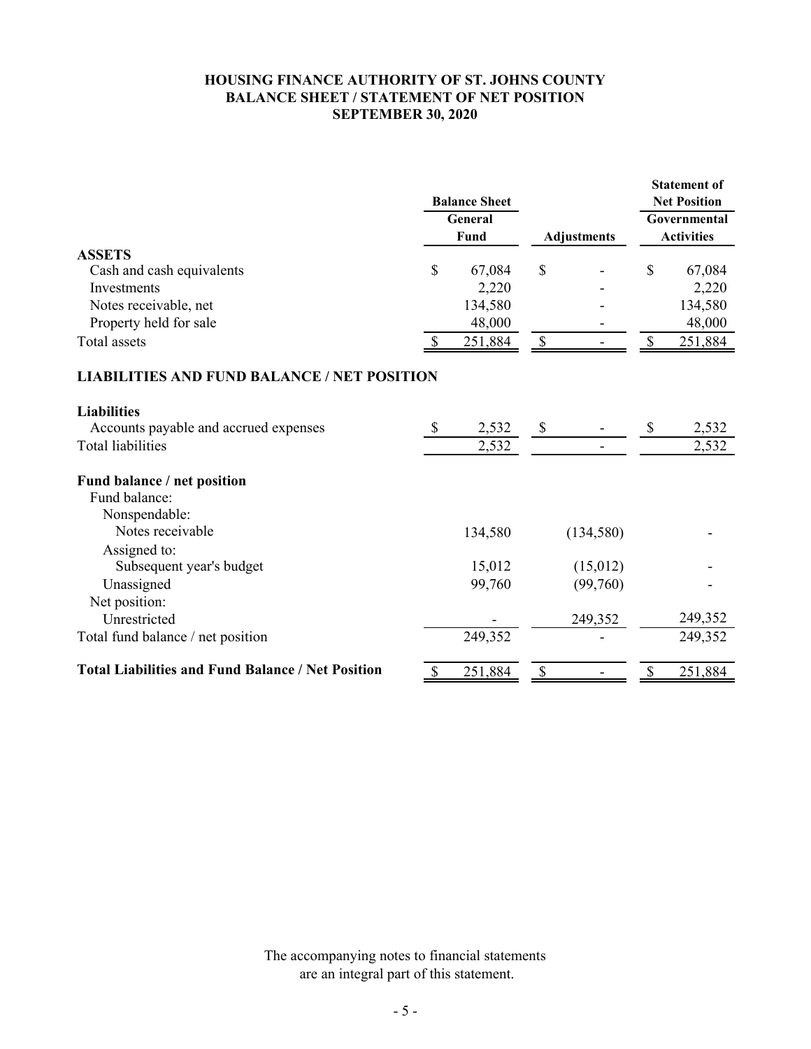# HOUSING FINANCE AUTHORITY OF ST. JOHNS COUNTY
## BALANCE SHEET / STATEMENT OF NET POSITION
## SEPTEMBER 30, 2020

| | Balance Sheet General Fund | Adjustments | Statement of Net Position Governmental Activities |
|---|---|---|---|
| **ASSETS** | | | |
| Cash and cash equivalents | $ 67,084 | $ - | $ 67,084 |
| Investments | 2,220 | - | 2,220 |
| Notes receivable, net | 134,580 | - | 134,580 |
| Property held for sale | 48,000 | - | 48,000 |
| Total assets | $ 251,884 | $ - | $ 251,884 |
| **LIABILITIES AND FUND BALANCE / NET POSITION** | | | |
| **Liabilities** | | | |
| Accounts payable and accrued expenses | $ 2,532 | $ - | $ 2,532 |
| Total liabilities | 2,532 | - | 2,532 |
| **Fund balance / net position** | | | |
| Fund balance: | | | |
| Nonspendable: | | | |
| Notes receivable | 134,580 | (134,580) | - |
| Assigned to: | | | |
| Subsequent year's budget | 15,012 | (15,012) | - |
| Unassigned | 99,760 | (99,760) | - |
| Net position: | | | |
| Unrestricted | - | 249,352 | 249,352 |
| Total fund balance / net position | 249,352 | - | 249,352 |
| **Total Liabilities and Fund Balance / Net Position** | $ 251,884 | $ - | $ 251,884 |

The accompanying notes to financial statements are an integral part of this statement.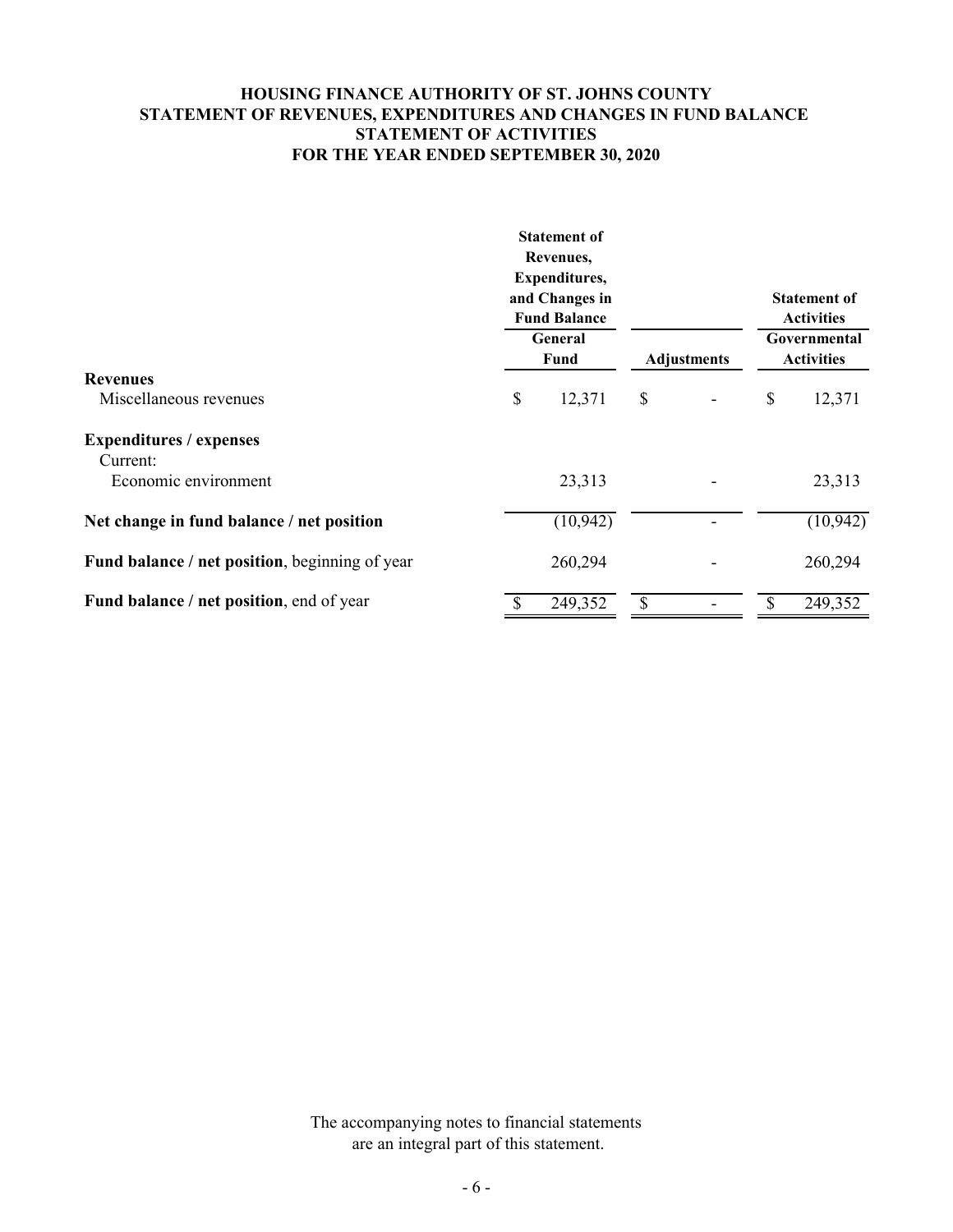# HOUSING FINANCE AUTHORITY OF ST. JOHNS COUNTY
## STATEMENT OF REVENUES, EXPENDITURES AND CHANGES IN FUND BALANCE
## STATEMENT OF ACTIVITIES
## FOR THE YEAR ENDED SEPTEMBER 30, 2020

| | Statement of Revenues, Expenditures, and Changes in Fund Balance | | Statement of Activities |
|---|---|---|---|
| | General Fund | Adjustments | Governmental Activities |
| **Revenues** | | | |
| Miscellaneous revenues | $ 12,371 | $ - | $ 12,371 |
| **Expenditures / expenses** | | | |
| Current: | | | |
| Economic environment | 23,313 | - | 23,313 |
| **Net change in fund balance / net position** | (10,942) | - | (10,942) |
| **Fund balance / net position**, beginning of year | 260,294 | - | 260,294 |
| **Fund balance / net position**, end of year | $ 249,352 | $ - | $ 249,352 |

The accompanying notes to financial statements are an integral part of this statement.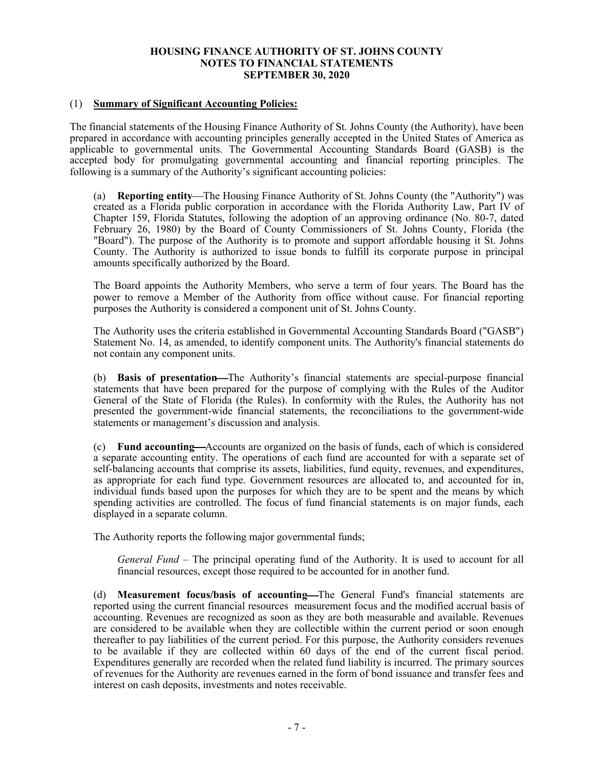# HOUSING FINANCE AUTHORITY OF ST. JOHNS COUNTY
## NOTES TO FINANCIAL STATEMENTS
## SEPTEMBER 30, 2020

(1) **Summary of Significant Accounting Policies:**

The financial statements of the Housing Finance Authority of St. Johns County (the Authority), have been prepared in accordance with accounting principles generally accepted in the United States of America as applicable to governmental units. The Governmental Accounting Standards Board (GASB) is the accepted body for promulgating governmental accounting and financial reporting principles. The following is a summary of the Authority's significant accounting policies:

(a) **Reporting entity**—The Housing Finance Authority of St. Johns County (the "Authority") was created as a Florida public corporation in accordance with the Florida Authority Law, Part IV of Chapter 159, Florida Statutes, following the adoption of an approving ordinance (No. 80-7, dated February 26, 1980) by the Board of County Commissioners of St. Johns County, Florida (the "Board"). The purpose of the Authority is to promote and support affordable housing it St. Johns County. The Authority is authorized to issue bonds to fulfill its corporate purpose in principal amounts specifically authorized by the Board.

The Board appoints the Authority Members, who serve a term of four years. The Board has the power to remove a Member of the Authority from office without cause. For financial reporting purposes the Authority is considered a component unit of St. Johns County.

The Authority uses the criteria established in Governmental Accounting Standards Board ("GASB") Statement No. 14, as amended, to identify component units. The Authority's financial statements do not contain any component units.

(b) **Basis of presentation—**The Authority's financial statements are special-purpose financial statements that have been prepared for the purpose of complying with the Rules of the Auditor General of the State of Florida (the Rules). In conformity with the Rules, the Authority has not presented the government-wide financial statements, the reconciliations to the government-wide statements or management's discussion and analysis.

(c) **Fund accounting—**Accounts are organized on the basis of funds, each of which is considered a separate accounting entity. The operations of each fund are accounted for with a separate set of self-balancing accounts that comprise its assets, liabilities, fund equity, revenues, and expenditures, as appropriate for each fund type. Government resources are allocated to, and accounted for in, individual funds based upon the purposes for which they are to be spent and the means by which spending activities are controlled. The focus of fund financial statements is on major funds, each displayed in a separate column.

The Authority reports the following major governmental funds;

*General Fund* – The principal operating fund of the Authority. It is used to account for all financial resources, except those required to be accounted for in another fund.

(d) **Measurement focus/basis of accounting—**The General Fund's financial statements are reported using the current financial resources measurement focus and the modified accrual basis of accounting. Revenues are recognized as soon as they are both measurable and available. Revenues are considered to be available when they are collectible within the current period or soon enough thereafter to pay liabilities of the current period. For this purpose, the Authority considers revenues to be available if they are collected within 60 days of the end of the current fiscal period. Expenditures generally are recorded when the related fund liability is incurred. The primary sources of revenues for the Authority are revenues earned in the form of bond issuance and transfer fees and interest on cash deposits, investments and notes receivable.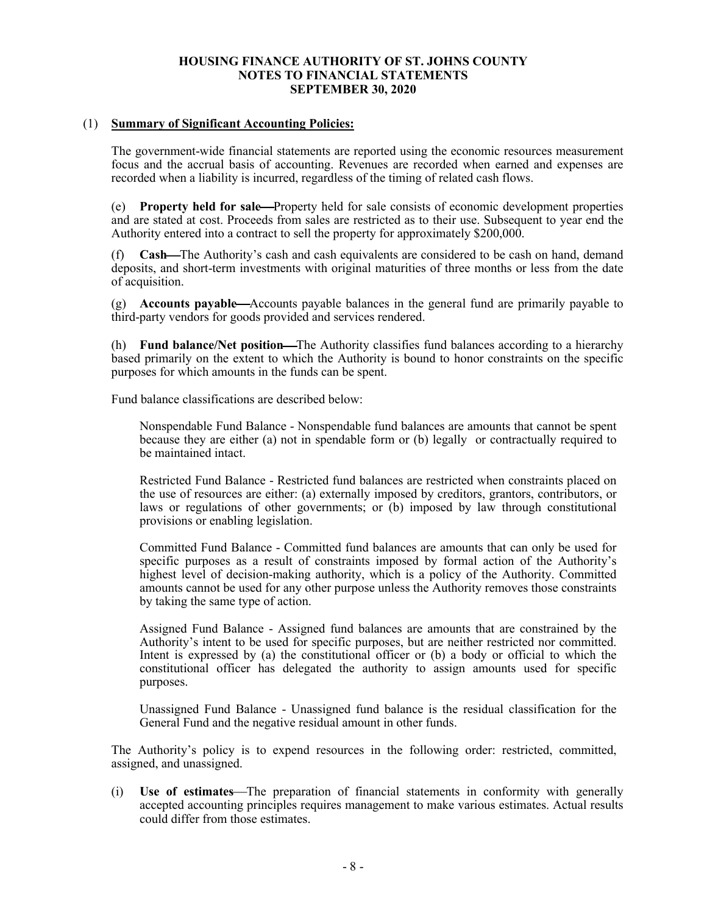**HOUSING FINANCE AUTHORITY OF ST. JOHNS COUNTY**
**NOTES TO FINANCIAL STATEMENTS**
**SEPTEMBER 30, 2020**

(1) **Summary of Significant Accounting Policies:**

The government-wide financial statements are reported using the economic resources measurement focus and the accrual basis of accounting. Revenues are recorded when earned and expenses are recorded when a liability is incurred, regardless of the timing of related cash flows.

(e) **Property held for sale**—Property held for sale consists of economic development properties and are stated at cost. Proceeds from sales are restricted as to their use. Subsequent to year end the Authority entered into a contract to sell the property for approximately $200,000.

(f) **Cash**—The Authority's cash and cash equivalents are considered to be cash on hand, demand deposits, and short-term investments with original maturities of three months or less from the date of acquisition.

(g) **Accounts payable**—Accounts payable balances in the general fund are primarily payable to third-party vendors for goods provided and services rendered.

(h) **Fund balance/Net position**—The Authority classifies fund balances according to a hierarchy based primarily on the extent to which the Authority is bound to honor constraints on the specific purposes for which amounts in the funds can be spent.

Fund balance classifications are described below:

Nonspendable Fund Balance - Nonspendable fund balances are amounts that cannot be spent because they are either (a) not in spendable form or (b) legally or contractually required to be maintained intact.

Restricted Fund Balance - Restricted fund balances are restricted when constraints placed on the use of resources are either: (a) externally imposed by creditors, grantors, contributors, or laws or regulations of other governments; or (b) imposed by law through constitutional provisions or enabling legislation.

Committed Fund Balance - Committed fund balances are amounts that can only be used for specific purposes as a result of constraints imposed by formal action of the Authority's highest level of decision-making authority, which is a policy of the Authority. Committed amounts cannot be used for any other purpose unless the Authority removes those constraints by taking the same type of action.

Assigned Fund Balance - Assigned fund balances are amounts that are constrained by the Authority's intent to be used for specific purposes, but are neither restricted nor committed. Intent is expressed by (a) the constitutional officer or (b) a body or official to which the constitutional officer has delegated the authority to assign amounts used for specific purposes.

Unassigned Fund Balance - Unassigned fund balance is the residual classification for the General Fund and the negative residual amount in other funds.

The Authority's policy is to expend resources in the following order: restricted, committed, assigned, and unassigned.

(i) **Use of estimates**—The preparation of financial statements in conformity with generally accepted accounting principles requires management to make various estimates. Actual results could differ from those estimates.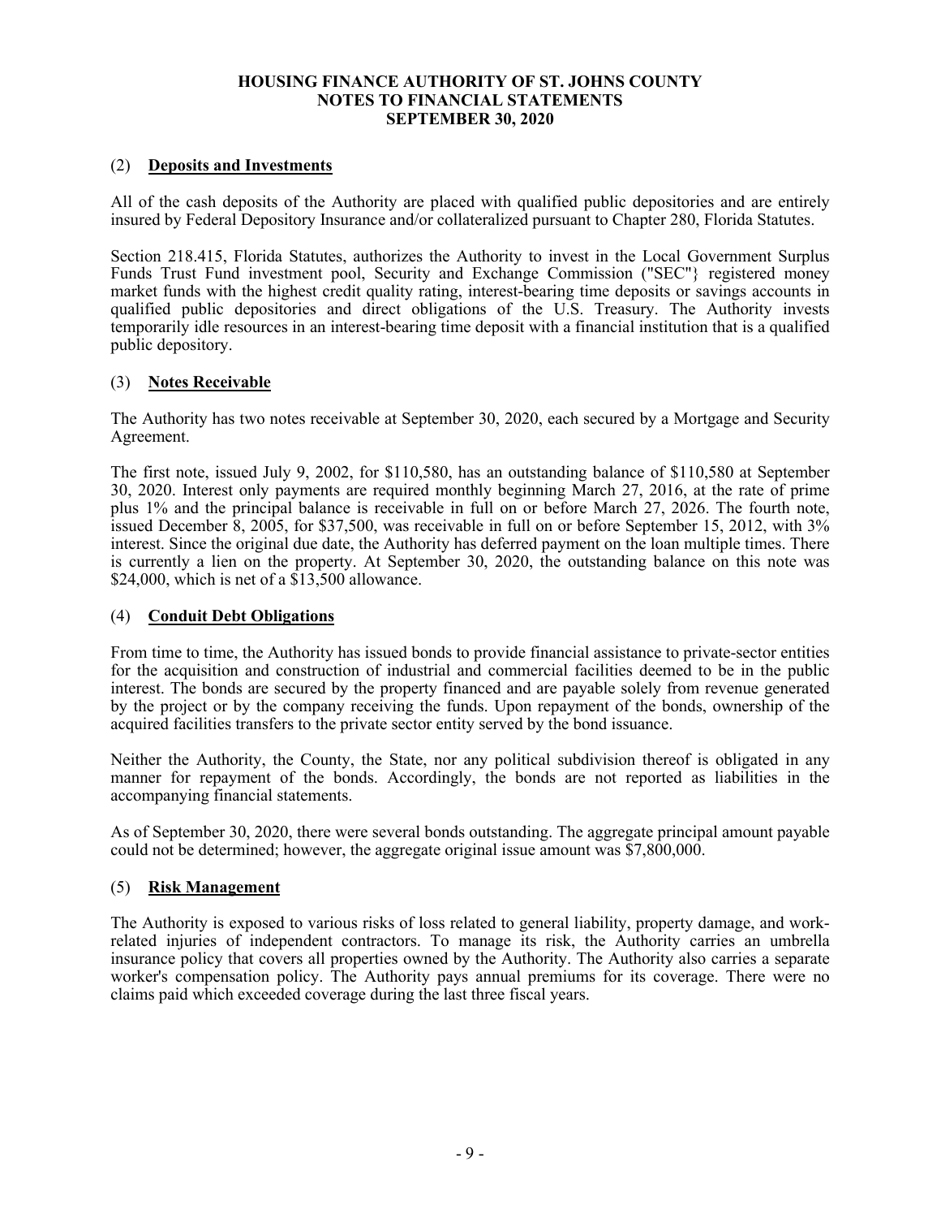**HOUSING FINANCE AUTHORITY OF ST. JOHNS COUNTY**
**NOTES TO FINANCIAL STATEMENTS**
**SEPTEMBER 30, 2020**

## (2) Deposits and Investments

All of the cash deposits of the Authority are placed with qualified public depositories and are entirely insured by Federal Depository Insurance and/or collateralized pursuant to Chapter 280, Florida Statutes.

Section 218.415, Florida Statutes, authorizes the Authority to invest in the Local Government Surplus Funds Trust Fund investment pool, Security and Exchange Commission ("SEC"} registered money market funds with the highest credit quality rating, interest-bearing time deposits or savings accounts in qualified public depositories and direct obligations of the U.S. Treasury. The Authority invests temporarily idle resources in an interest-bearing time deposit with a financial institution that is a qualified public depository.

## (3) Notes Receivable

The Authority has two notes receivable at September 30, 2020, each secured by a Mortgage and Security Agreement.

The first note, issued July 9, 2002, for $110,580, has an outstanding balance of $110,580 at September 30, 2020. Interest only payments are required monthly beginning March 27, 2016, at the rate of prime plus 1% and the principal balance is receivable in full on or before March 27, 2026. The fourth note, issued December 8, 2005, for $37,500, was receivable in full on or before September 15, 2012, with 3% interest. Since the original due date, the Authority has deferred payment on the loan multiple times. There is currently a lien on the property. At September 30, 2020, the outstanding balance on this note was $24,000, which is net of a $13,500 allowance.

## (4) Conduit Debt Obligations

From time to time, the Authority has issued bonds to provide financial assistance to private-sector entities for the acquisition and construction of industrial and commercial facilities deemed to be in the public interest. The bonds are secured by the property financed and are payable solely from revenue generated by the project or by the company receiving the funds. Upon repayment of the bonds, ownership of the acquired facilities transfers to the private sector entity served by the bond issuance.

Neither the Authority, the County, the State, nor any political subdivision thereof is obligated in any manner for repayment of the bonds. Accordingly, the bonds are not reported as liabilities in the accompanying financial statements.

As of September 30, 2020, there were several bonds outstanding. The aggregate principal amount payable could not be determined; however, the aggregate original issue amount was $7,800,000.

## (5) Risk Management

The Authority is exposed to various risks of loss related to general liability, property damage, and work-related injuries of independent contractors. To manage its risk, the Authority carries an umbrella insurance policy that covers all properties owned by the Authority. The Authority also carries a separate worker's compensation policy. The Authority pays annual premiums for its coverage. There were no claims paid which exceeded coverage during the last three fiscal years.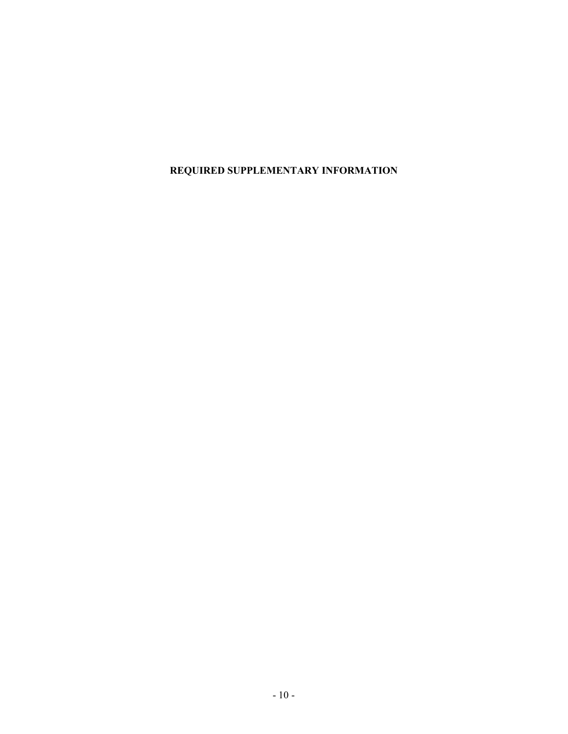# REQUIRED SUPPLEMENTARY INFORMATION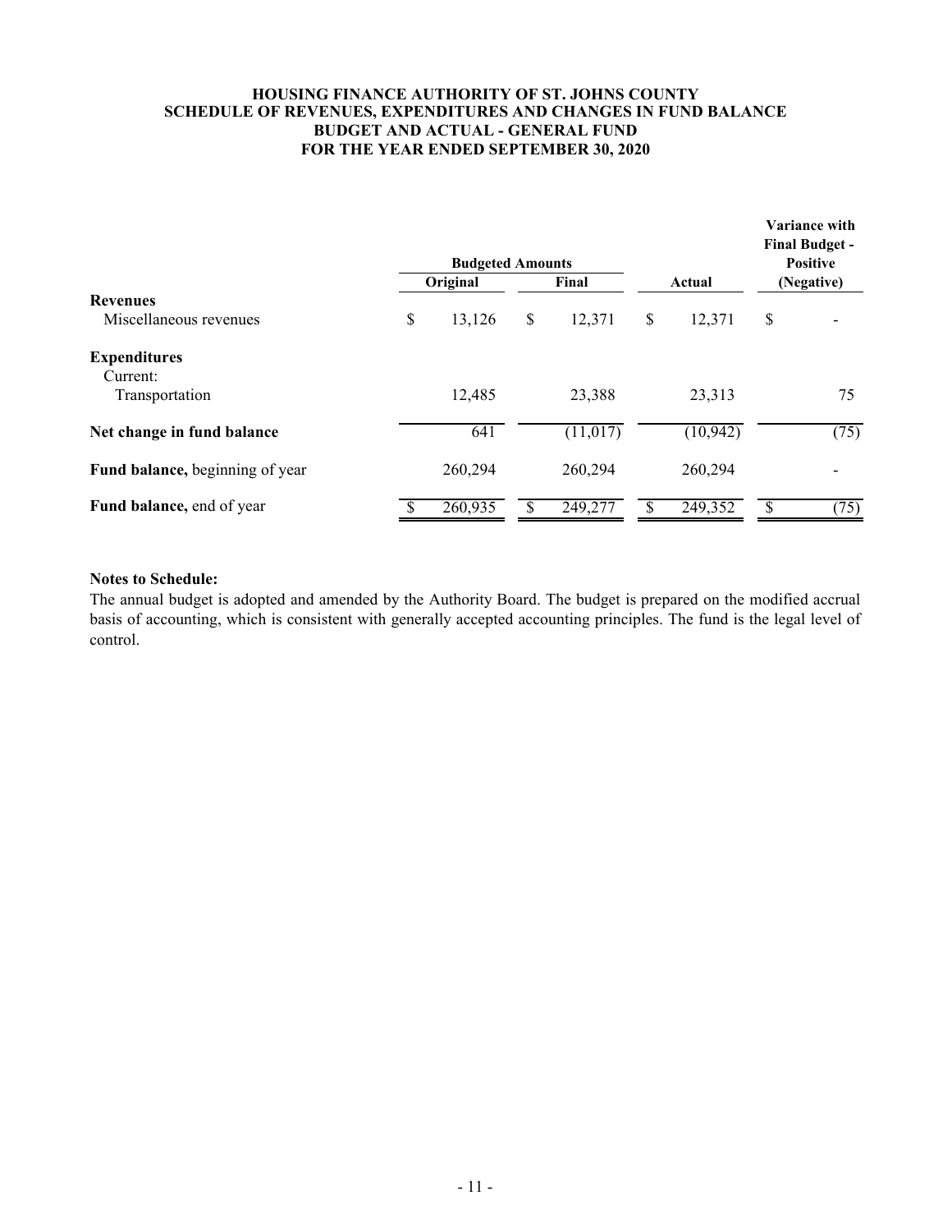**HOUSING FINANCE AUTHORITY OF ST. JOHNS COUNTY**
**SCHEDULE OF REVENUES, EXPENDITURES AND CHANGES IN FUND BALANCE**
**BUDGET AND ACTUAL - GENERAL FUND**
**FOR THE YEAR ENDED SEPTEMBER 30, 2020**

| | Budgeted Amounts | | | Variance with Final Budget - Positive |
|---|---|---|---|---|
| | Original | Final | Actual | (Negative) |
| **Revenues** | | | | |
| Miscellaneous revenues | $ 13,126 | $ 12,371 | $ 12,371 | $ - |
| **Expenditures** | | | | |
| Current: | | | | |
| Transportation | 12,485 | 23,388 | 23,313 | 75 |
| **Net change in fund balance** | 641 | (11,017) | (10,942) | (75) |
| **Fund balance,** beginning of year | 260,294 | 260,294 | 260,294 | - |
| **Fund balance,** end of year | $ 260,935 | $ 249,277 | $ 249,352 | $ (75) |

**Notes to Schedule:**
The annual budget is adopted and amended by the Authority Board. The budget is prepared on the modified accrual basis of accounting, which is consistent with generally accepted accounting principles. The fund is the legal level of control.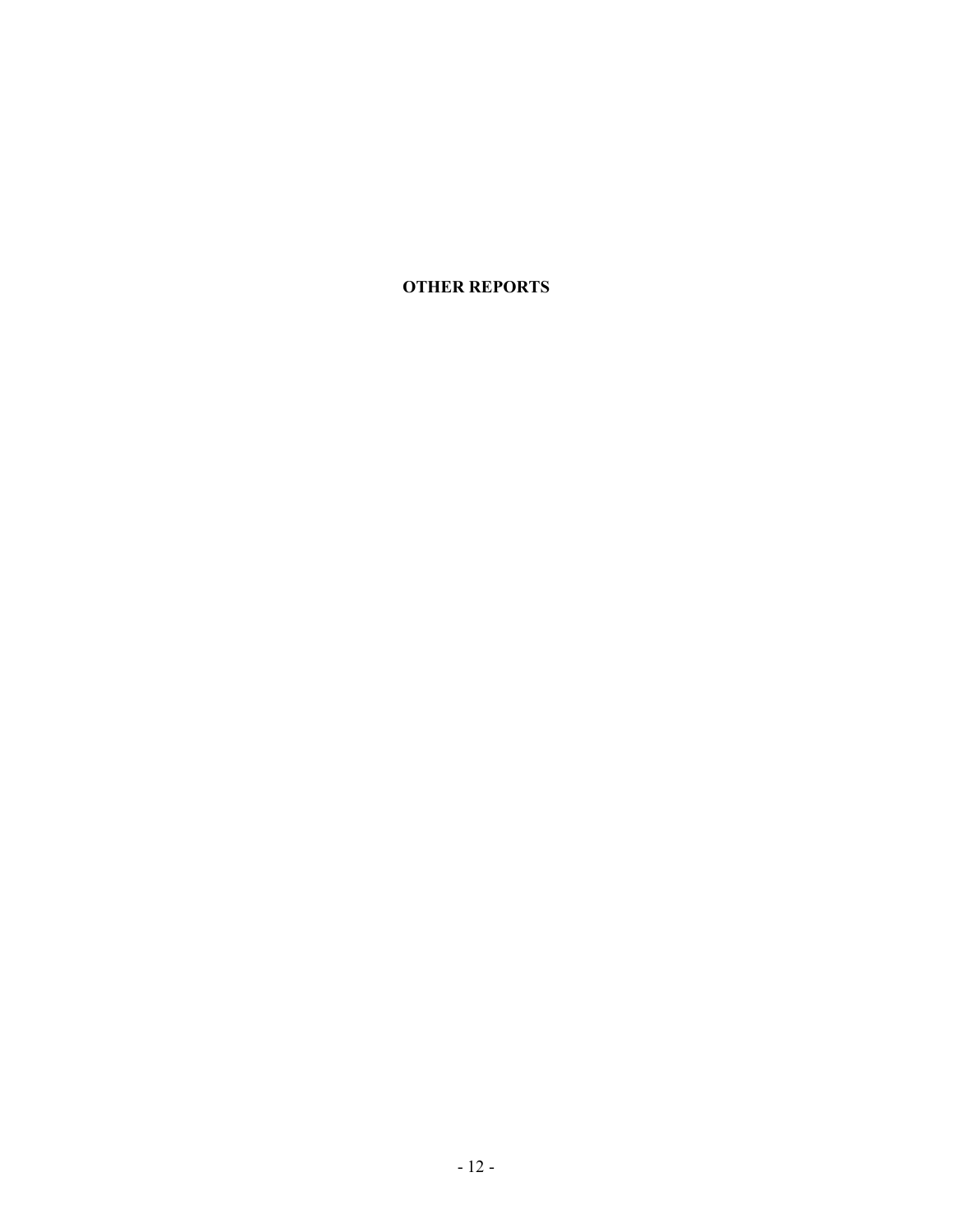# OTHER REPORTS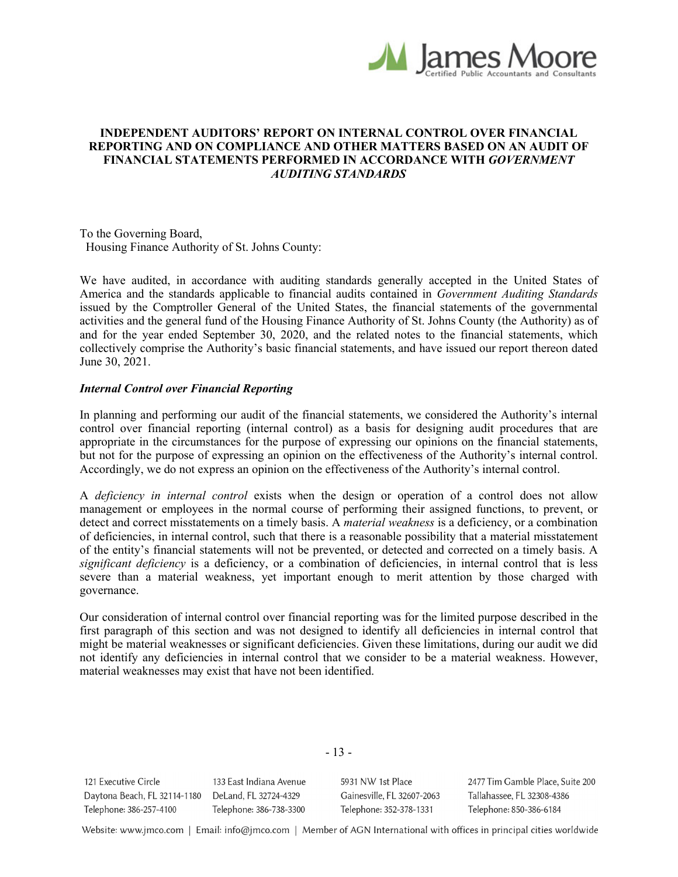## INDEPENDENT AUDITORS' REPORT ON INTERNAL CONTROL OVER FINANCIAL REPORTING AND ON COMPLIANCE AND OTHER MATTERS BASED ON AN AUDIT OF FINANCIAL STATEMENTS PERFORMED IN ACCORDANCE WITH *GOVERNMENT AUDITING STANDARDS*

To the Governing Board,
Housing Finance Authority of St. Johns County:

We have audited, in accordance with auditing standards generally accepted in the United States of America and the standards applicable to financial audits contained in *Government Auditing Standards* issued by the Comptroller General of the United States, the financial statements of the governmental activities and the general fund of the Housing Finance Authority of St. Johns County (the Authority) as of and for the year ended September 30, 2020, and the related notes to the financial statements, which collectively comprise the Authority's basic financial statements, and have issued our report thereon dated June 30, 2021.

### *Internal Control over Financial Reporting*

In planning and performing our audit of the financial statements, we considered the Authority's internal control over financial reporting (internal control) as a basis for designing audit procedures that are appropriate in the circumstances for the purpose of expressing our opinions on the financial statements, but not for the purpose of expressing an opinion on the effectiveness of the Authority's internal control. Accordingly, we do not express an opinion on the effectiveness of the Authority's internal control.

A *deficiency in internal control* exists when the design or operation of a control does not allow management or employees in the normal course of performing their assigned functions, to prevent, or detect and correct misstatements on a timely basis. A *material weakness* is a deficiency, or a combination of deficiencies, in internal control, such that there is a reasonable possibility that a material misstatement of the entity's financial statements will not be prevented, or detected and corrected on a timely basis. A *significant deficiency* is a deficiency, or a combination of deficiencies, in internal control that is less severe than a material weakness, yet important enough to merit attention by those charged with governance.

Our consideration of internal control over financial reporting was for the limited purpose described in the first paragraph of this section and was not designed to identify all deficiencies in internal control that might be material weaknesses or significant deficiencies. Given these limitations, during our audit we did not identify any deficiencies in internal control that we consider to be a material weakness. However, material weaknesses may exist that have not been identified.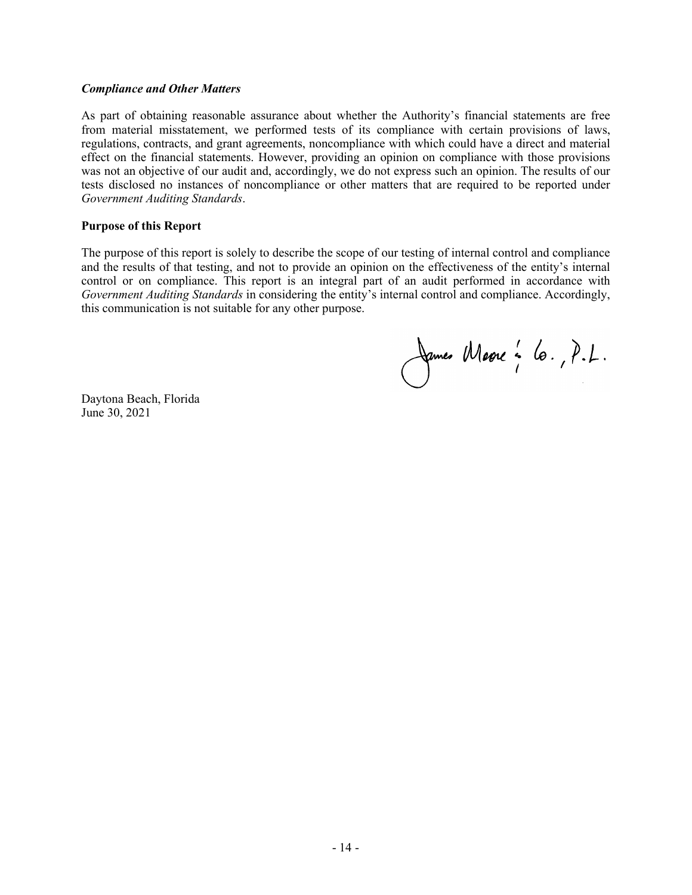***Compliance and Other Matters***

As part of obtaining reasonable assurance about whether the Authority's financial statements are free from material misstatement, we performed tests of its compliance with certain provisions of laws, regulations, contracts, and grant agreements, noncompliance with which could have a direct and material effect on the financial statements. However, providing an opinion on compliance with those provisions was not an objective of our audit and, accordingly, we do not express such an opinion. The results of our tests disclosed no instances of noncompliance or other matters that are required to be reported under *Government Auditing Standards*.

**Purpose of this Report**

The purpose of this report is solely to describe the scope of our testing of internal control and compliance and the results of that testing, and not to provide an opinion on the effectiveness of the entity's internal control or on compliance. This report is an integral part of an audit performed in accordance with *Government Auditing Standards* in considering the entity's internal control and compliance. Accordingly, this communication is not suitable for any other purpose.

James Moore & Co., P.L.

Daytona Beach, Florida
June 30, 2021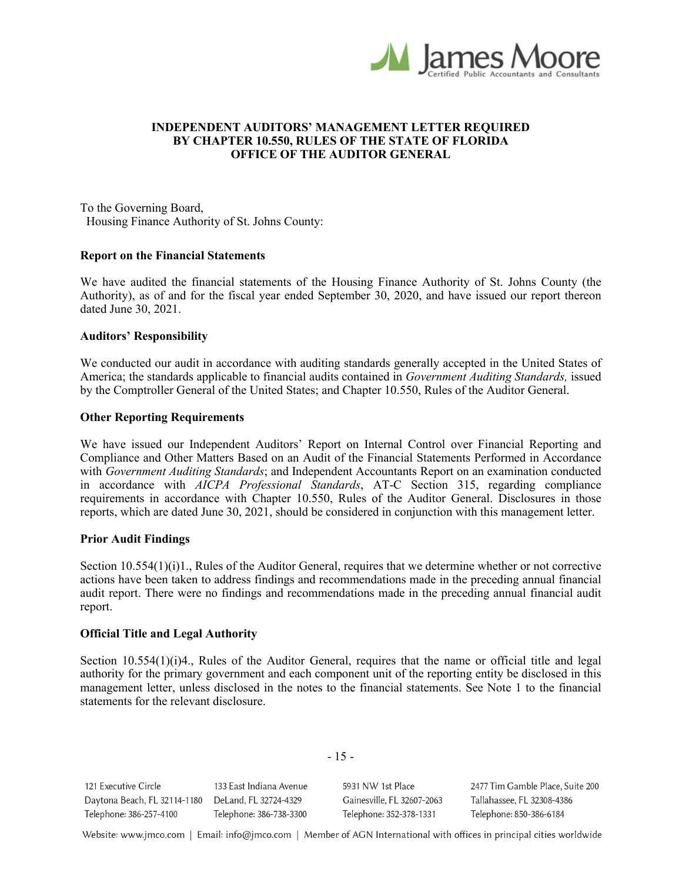# INDEPENDENT AUDITORS' MANAGEMENT LETTER REQUIRED BY CHAPTER 10.550, RULES OF THE STATE OF FLORIDA OFFICE OF THE AUDITOR GENERAL

To the Governing Board,
Housing Finance Authority of St. Johns County:

**Report on the Financial Statements**

We have audited the financial statements of the Housing Finance Authority of St. Johns County (the Authority), as of and for the fiscal year ended September 30, 2020, and have issued our report thereon dated June 30, 2021.

**Auditors' Responsibility**

We conducted our audit in accordance with auditing standards generally accepted in the United States of America; the standards applicable to financial audits contained in *Government Auditing Standards,* issued by the Comptroller General of the United States; and Chapter 10.550, Rules of the Auditor General.

**Other Reporting Requirements**

We have issued our Independent Auditors' Report on Internal Control over Financial Reporting and Compliance and Other Matters Based on an Audit of the Financial Statements Performed in Accordance with *Government Auditing Standards*; and Independent Accountants Report on an examination conducted in accordance with *AICPA Professional Standards*, AT-C Section 315, regarding compliance requirements in accordance with Chapter 10.550, Rules of the Auditor General. Disclosures in those reports, which are dated June 30, 2021, should be considered in conjunction with this management letter.

**Prior Audit Findings**

Section 10.554(1)(i)1., Rules of the Auditor General, requires that we determine whether or not corrective actions have been taken to address findings and recommendations made in the preceding annual financial audit report. There were no findings and recommendations made in the preceding annual financial audit report.

**Official Title and Legal Authority**

Section 10.554(1)(i)4., Rules of the Auditor General, requires that the name or official title and legal authority for the primary government and each component unit of the reporting entity be disclosed in this management letter, unless disclosed in the notes to the financial statements. See Note 1 to the financial statements for the relevant disclosure.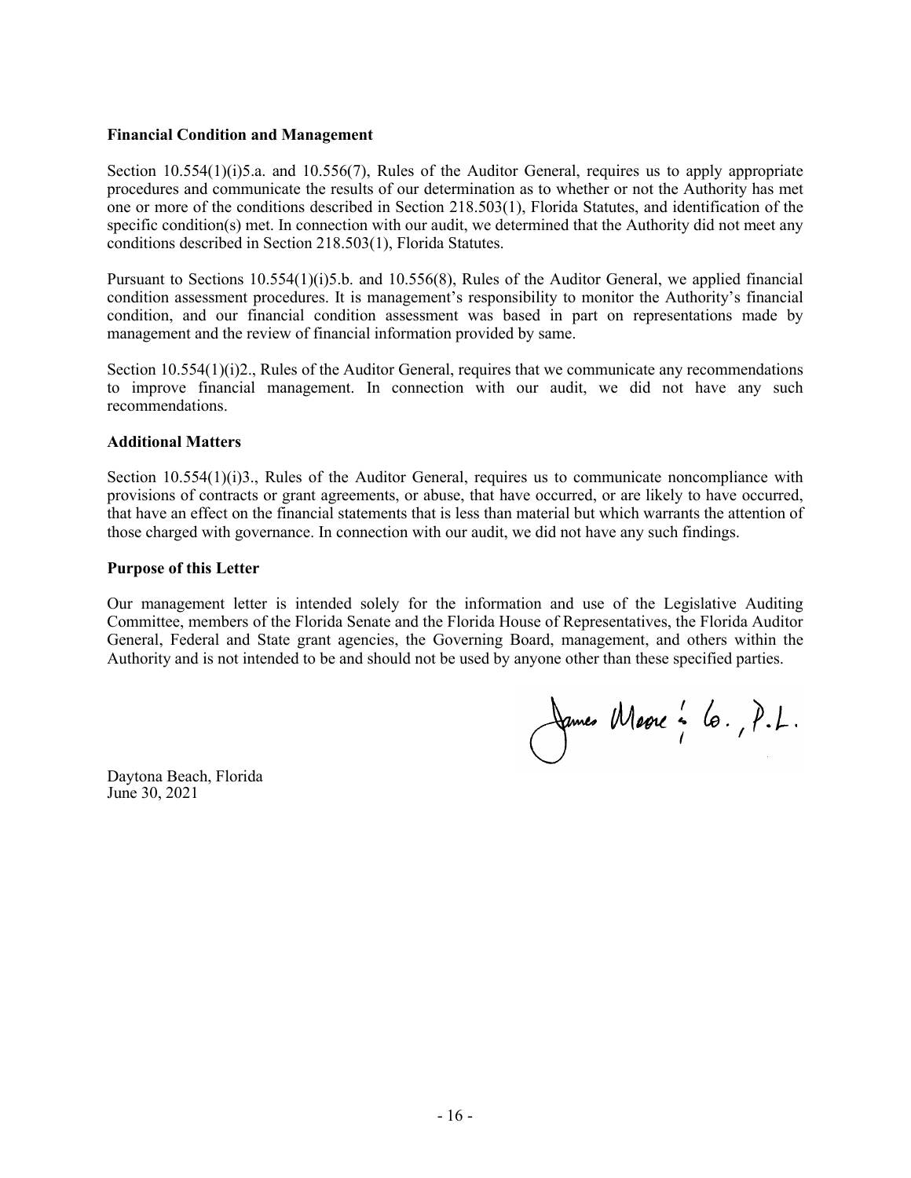### Financial Condition and Management

Section 10.554(1)(i)5.a. and 10.556(7), Rules of the Auditor General, requires us to apply appropriate procedures and communicate the results of our determination as to whether or not the Authority has met one or more of the conditions described in Section 218.503(1), Florida Statutes, and identification of the specific condition(s) met. In connection with our audit, we determined that the Authority did not meet any conditions described in Section 218.503(1), Florida Statutes.

Pursuant to Sections 10.554(1)(i)5.b. and 10.556(8), Rules of the Auditor General, we applied financial condition assessment procedures. It is management's responsibility to monitor the Authority's financial condition, and our financial condition assessment was based in part on representations made by management and the review of financial information provided by same.

Section 10.554(1)(i)2., Rules of the Auditor General, requires that we communicate any recommendations to improve financial management. In connection with our audit, we did not have any such recommendations.

### Additional Matters

Section 10.554(1)(i)3., Rules of the Auditor General, requires us to communicate noncompliance with provisions of contracts or grant agreements, or abuse, that have occurred, or are likely to have occurred, that have an effect on the financial statements that is less than material but which warrants the attention of those charged with governance. In connection with our audit, we did not have any such findings.

### Purpose of this Letter

Our management letter is intended solely for the information and use of the Legislative Auditing Committee, members of the Florida Senate and the Florida House of Representatives, the Florida Auditor General, Federal and State grant agencies, the Governing Board, management, and others within the Authority and is not intended to be and should not be used by anyone other than these specified parties.

James Moore & Co., P.L.

Daytona Beach, Florida
June 30, 2021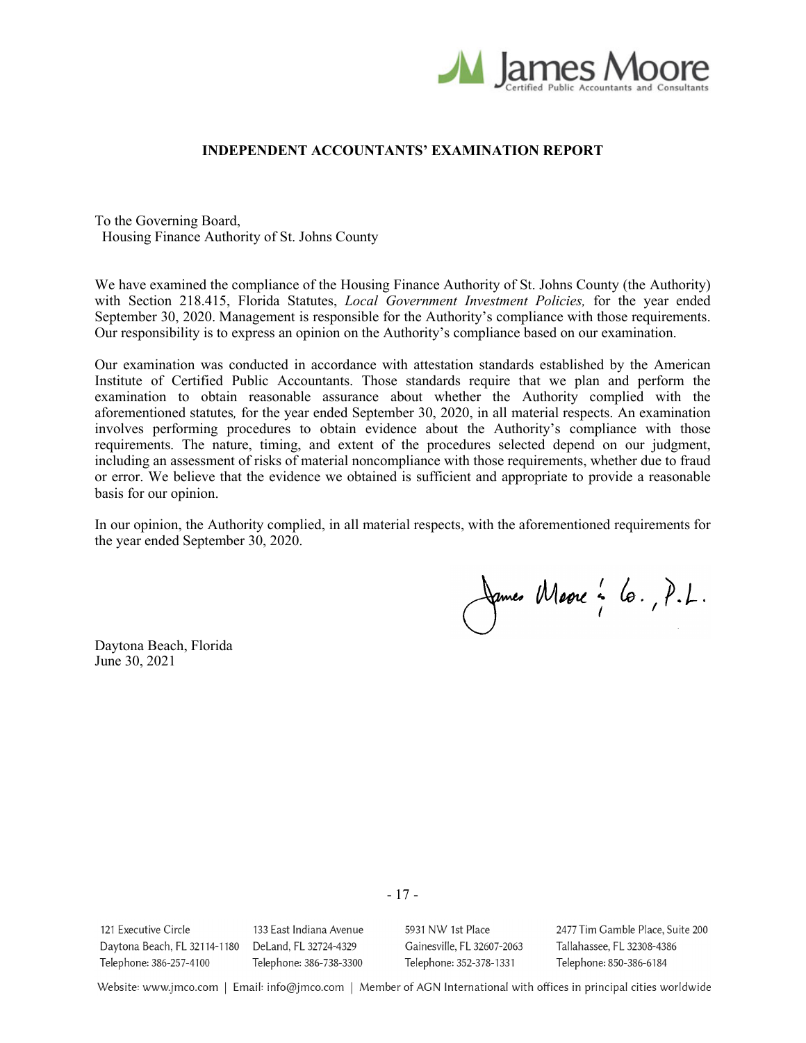# INDEPENDENT ACCOUNTANTS' EXAMINATION REPORT

To the Governing Board,
Housing Finance Authority of St. Johns County

We have examined the compliance of the Housing Finance Authority of St. Johns County (the Authority) with Section 218.415, Florida Statutes, *Local Government Investment Policies,* for the year ended September 30, 2020. Management is responsible for the Authority's compliance with those requirements. Our responsibility is to express an opinion on the Authority's compliance based on our examination.

Our examination was conducted in accordance with attestation standards established by the American Institute of Certified Public Accountants. Those standards require that we plan and perform the examination to obtain reasonable assurance about whether the Authority complied with the aforementioned statutes*,* for the year ended September 30, 2020, in all material respects. An examination involves performing procedures to obtain evidence about the Authority's compliance with those requirements. The nature, timing, and extent of the procedures selected depend on our judgment, including an assessment of risks of material noncompliance with those requirements, whether due to fraud or error. We believe that the evidence we obtained is sufficient and appropriate to provide a reasonable basis for our opinion.

In our opinion, the Authority complied, in all material respects, with the aforementioned requirements for the year ended September 30, 2020.

James Moore & Co., P.L.

Daytona Beach, Florida
June 30, 2021